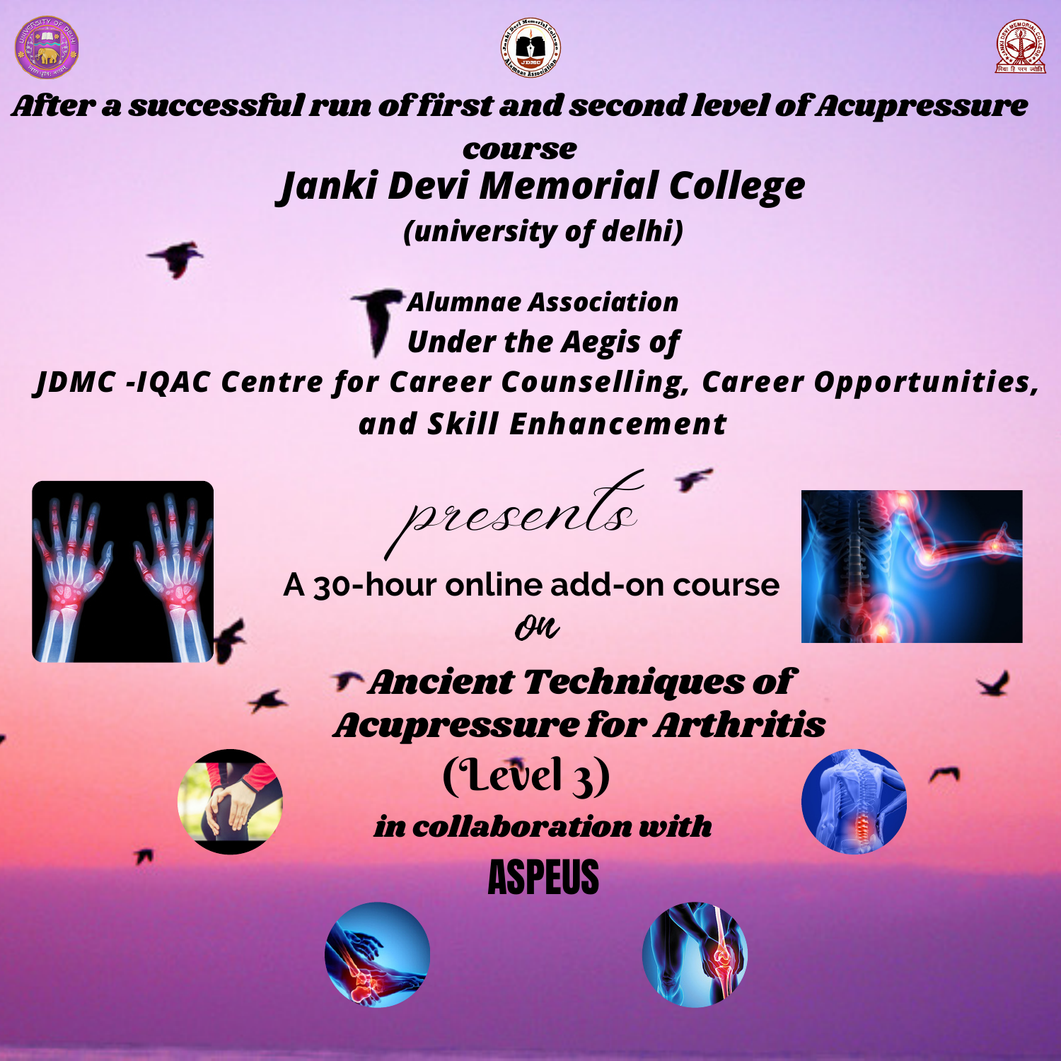***After a successful run of first and second level of Acupressure course***

# Janki Devi Memorial College

***(university of delhi)***

***Alumnae Association***

***Under the Aegis of***

***JDMC -IQAC Centre for Career Counselling, Career Opportunities, and Skill Enhancement***

*presents*

A 30-hour online add-on course

*on*

# *Ancient Techniques of Acupressure for Arthritis*

## (Level 3)

***in collaboration with***

## ASPEUS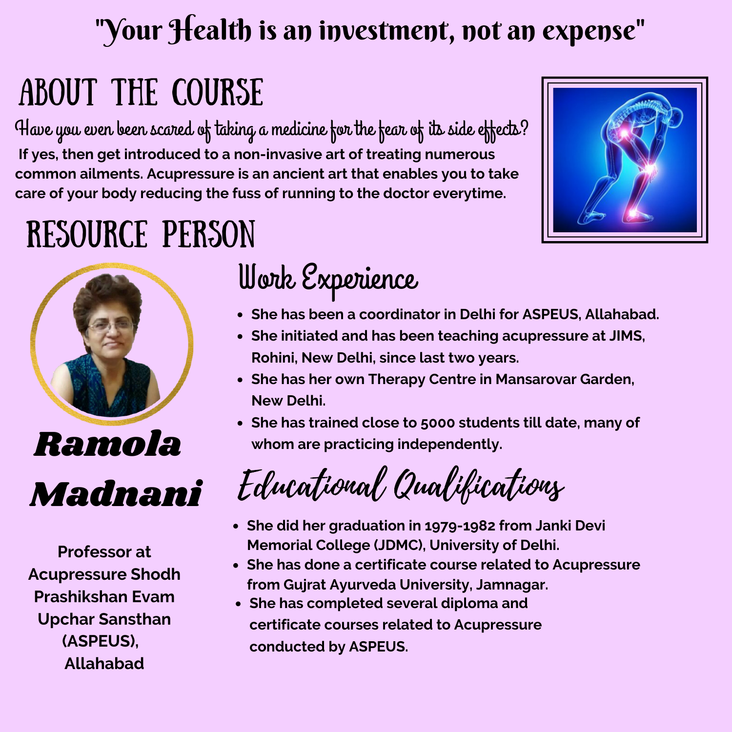# "Your Health is an investment, not an expense"

## ABOUT THE COURSE

*Have you even been scared of taking a medicine for the fear of its side effects?*

**If yes, then get introduced to a non-invasive art of treating numerous common ailments. Acupressure is an ancient art that enables you to take care of your body reducing the fuss of running to the doctor everytime.**

## RESOURCE PERSON

### Ramola Madnani

**Professor at Acupressure Shodh Prashikshan Evam Upchar Sansthan (ASPEUS), Allahabad**

### Work Experience

- **She has been a coordinator in Delhi for ASPEUS, Allahabad.**
- **She initiated and has been teaching acupressure at JIMS, Rohini, New Delhi, since last two years.**
- **She has her own Therapy Centre in Mansarovar Garden, New Delhi.**
- **She has trained close to 5000 students till date, many of whom are practicing independently.**

### Educational Qualifications

- **She did her graduation in 1979-1982 from Janki Devi Memorial College (JDMC), University of Delhi.**
- **She has done a certificate course related to Acupressure from Gujrat Ayurveda University, Jamnagar.**
- **She has completed several diploma and certificate courses related to Acupressure conducted by ASPEUS.**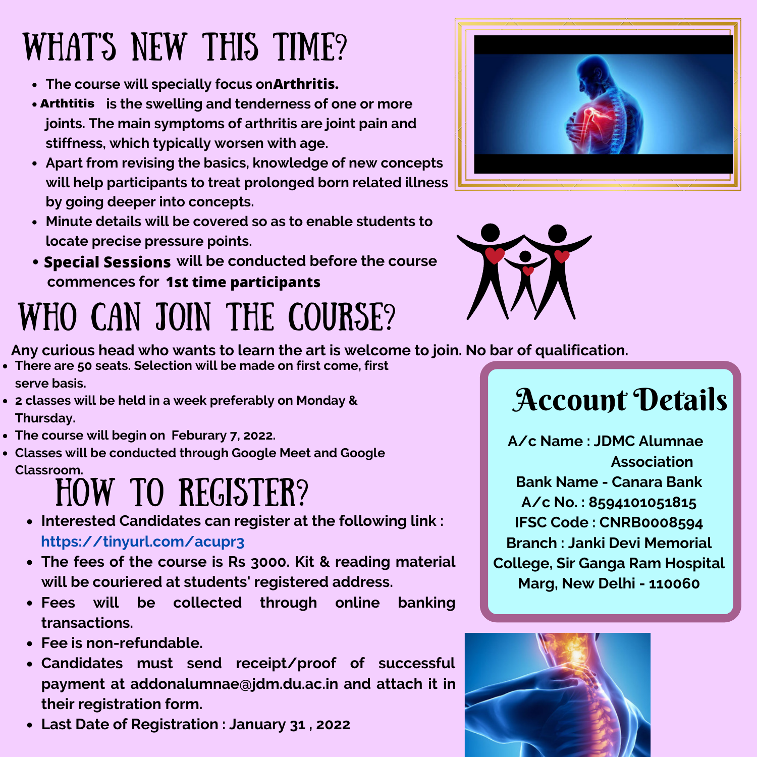# WHAT'S NEW THIS TIME?

- The course will specially focus on**Arthritis.**
- **Arthtitis** is the swelling and tenderness of one or more joints. The main symptoms of arthritis are joint pain and stiffness, which typically worsen with age.
- Apart from revising the basics, knowledge of new concepts will help participants to treat prolonged born related illness by going deeper into concepts.
- Minute details will be covered so as to enable students to locate precise pressure points.
- **Special Sessions** will be conducted before the course commences for **1st time participants**

# WHO CAN JOIN THE COURSE?

Any curious head who wants to learn the art is welcome to join. No bar of qualification.

- There are 50 seats. Selection will be made on first come, first serve basis.
- 2 classes will be held in a week preferably on Monday & Thursday.
- The course will begin on Feburary 7, 2022.
- Classes will be conducted through Google Meet and Google Classroom.

# HOW TO REGISTER?

- Interested Candidates can register at the following link : https://tinyurl.com/acupr3
- The fees of the course is Rs 3000. Kit & reading material will be couriered at students' registered address.
- Fees will be collected through online banking transactions.
- Fee is non-refundable.
- Candidates must send receipt/proof of successful payment at addonalumnae@jdm.du.ac.in and attach it in their registration form.
- Last Date of Registration : January 31 , 2022

## Account Details

A/c Name : JDMC Alumnae Association
Bank Name - Canara Bank
A/c No. : 8594101051815
IFSC Code : CNRB0008594
Branch : Janki Devi Memorial College, Sir Ganga Ram Hospital Marg, New Delhi - 110060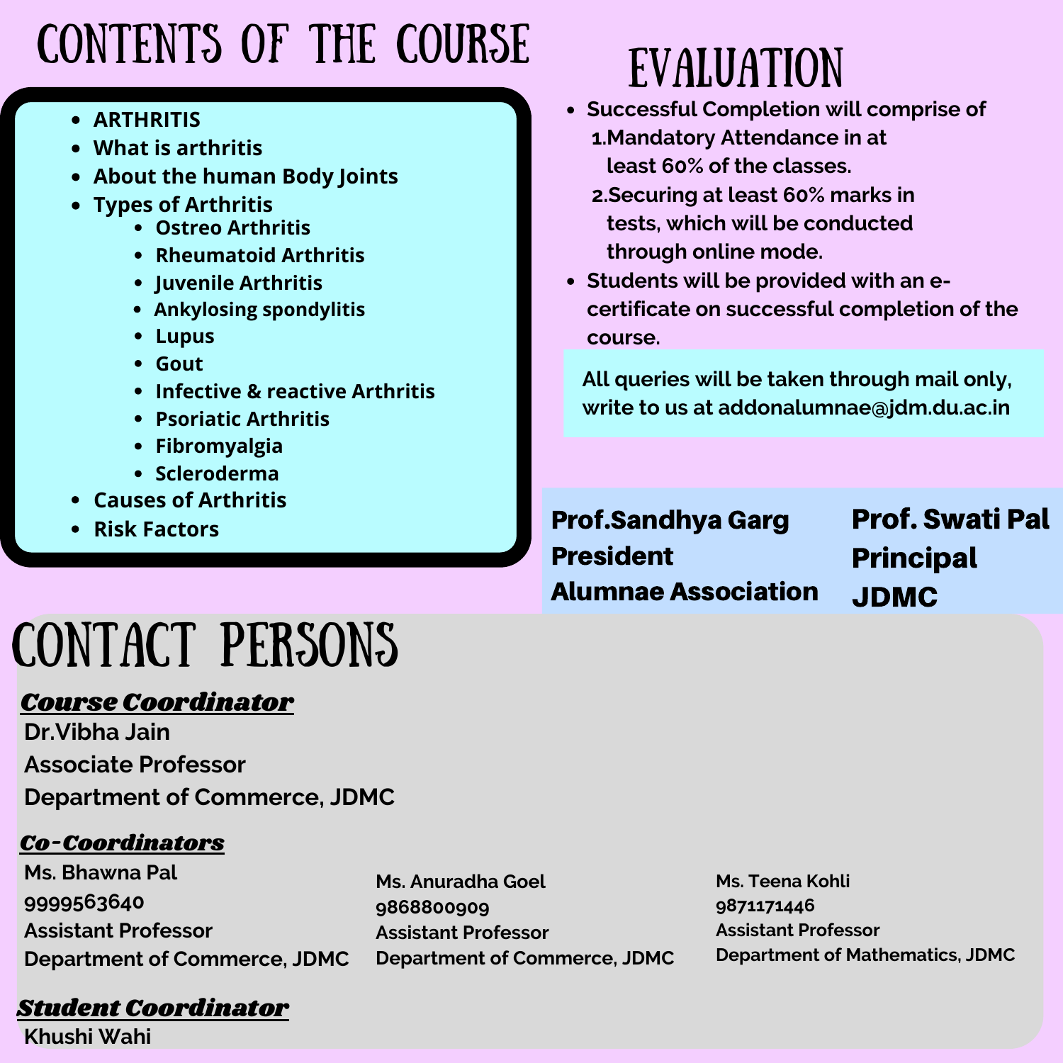# CONTENTS OF THE COURSE

- **ARTHRITIS**
- **What is arthritis**
- **About the human Body Joints**
- **Types of Arthritis**
  - **Ostreo Arthritis**
  - **Rheumatoid Arthritis**
  - **Juvenile Arthritis**
  - **Ankylosing spondylitis**
  - **Lupus**
  - **Gout**
  - **Infective & reactive Arthritis**
  - **Psoriatic Arthritis**
  - **Fibromyalgia**
  - **Scleroderma**
- **Causes of Arthritis**
- **Risk Factors**

# EVALUATION

- **Successful Completion will comprise of**
  1. **Mandatory Attendance in at least 60% of the classes.**
  2. **Securing at least 60% marks in tests, which will be conducted through online mode.**
- **Students will be provided with an e-certificate on successful completion of the course.**

**All queries will be taken through mail only, write to us at addonalumnae@jdm.du.ac.in**

**Prof.Sandhya Garg**
**President**
**Alumnae Association**

**Prof. Swati Pal**
**Principal**
**JDMC**

# CONTACT PERSONS

***Course Coordinator***

Dr.Vibha Jain
Associate Professor
Department of Commerce, JDMC

***Co-Coordinators***

Ms. Bhawna Pal
9999563640
Assistant Professor
Department of Commerce, JDMC

Ms. Anuradha Goel
9868800909
Assistant Professor
Department of Commerce, JDMC

Ms. Teena Kohli
9871171446
Assistant Professor
Department of Mathematics, JDMC

***Student Coordinator***

Khushi Wahi